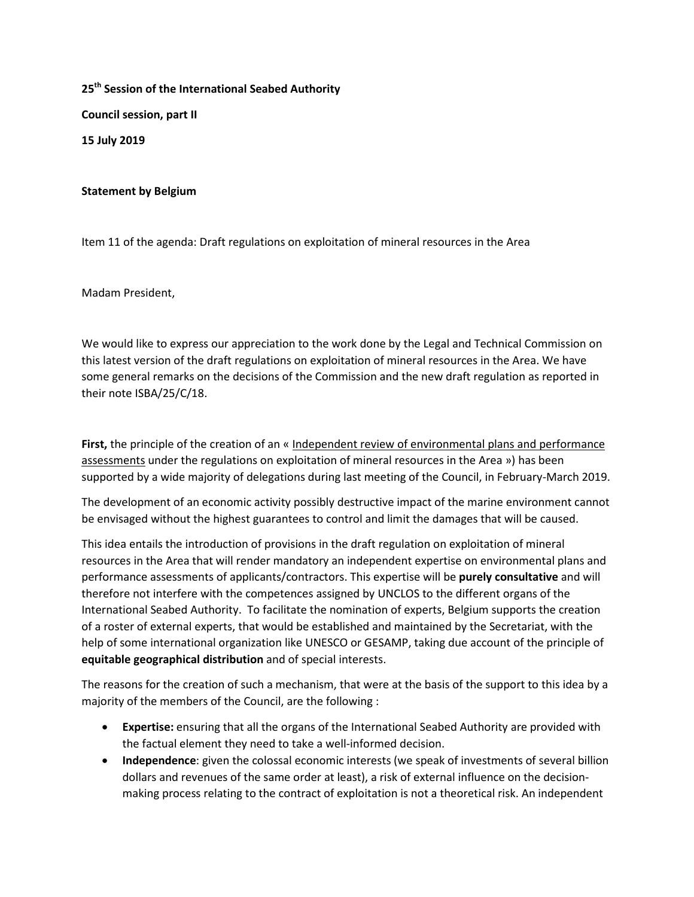**25th Session of the International Seabed Authority**

**Council session, part II**

**15 July 2019**

**Statement by Belgium**

Item 11 of the agenda: Draft regulations on exploitation of mineral resources in the Area

Madam President,

We would like to express our appreciation to the work done by the Legal and Technical Commission on this latest version of the draft regulations on exploitation of mineral resources in the Area. We have some general remarks on the decisions of the Commission and the new draft regulation as reported in their note ISBA/25/C/18.

**First,** the principle of the creation of an « Independent review of environmental plans and performance assessments under the regulations on exploitation of mineral resources in the Area ») has been supported by a wide majority of delegations during last meeting of the Council, in February-March 2019.

The development of an economic activity possibly destructive impact of the marine environment cannot be envisaged without the highest guarantees to control and limit the damages that will be caused.

This idea entails the introduction of provisions in the draft regulation on exploitation of mineral resources in the Area that will render mandatory an independent expertise on environmental plans and performance assessments of applicants/contractors. This expertise will be **purely consultative** and will therefore not interfere with the competences assigned by UNCLOS to the different organs of the International Seabed Authority. To facilitate the nomination of experts, Belgium supports the creation of a roster of external experts, that would be established and maintained by the Secretariat, with the help of some international organization like UNESCO or GESAMP, taking due account of the principle of **equitable geographical distribution** and of special interests.

The reasons for the creation of such a mechanism, that were at the basis of the support to this idea by a majority of the members of the Council, are the following :

- **Expertise:** ensuring that all the organs of the International Seabed Authority are provided with the factual element they need to take a well-informed decision.
- **Independence**: given the colossal economic interests (we speak of investments of several billion dollars and revenues of the same order at least), a risk of external influence on the decision-making process relating to the contract of exploitation is not a theoretical risk. An independent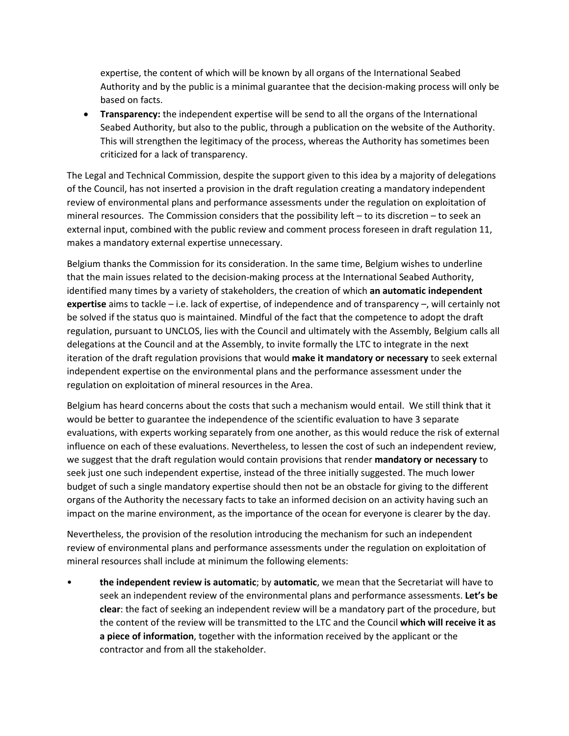expertise, the content of which will be known by all organs of the International Seabed Authority and by the public is a minimal guarantee that the decision-making process will only be based on facts.

- **Transparency:** the independent expertise will be send to all the organs of the International Seabed Authority, but also to the public, through a publication on the website of the Authority. This will strengthen the legitimacy of the process, whereas the Authority has sometimes been criticized for a lack of transparency.

The Legal and Technical Commission, despite the support given to this idea by a majority of delegations of the Council, has not inserted a provision in the draft regulation creating a mandatory independent review of environmental plans and performance assessments under the regulation on exploitation of mineral resources. The Commission considers that the possibility left – to its discretion – to seek an external input, combined with the public review and comment process foreseen in draft regulation 11, makes a mandatory external expertise unnecessary.

Belgium thanks the Commission for its consideration. In the same time, Belgium wishes to underline that the main issues related to the decision-making process at the International Seabed Authority, identified many times by a variety of stakeholders, the creation of which **an automatic independent expertise** aims to tackle – i.e. lack of expertise, of independence and of transparency –, will certainly not be solved if the status quo is maintained. Mindful of the fact that the competence to adopt the draft regulation, pursuant to UNCLOS, lies with the Council and ultimately with the Assembly, Belgium calls all delegations at the Council and at the Assembly, to invite formally the LTC to integrate in the next iteration of the draft regulation provisions that would **make it mandatory or necessary** to seek external independent expertise on the environmental plans and the performance assessment under the regulation on exploitation of mineral resources in the Area.

Belgium has heard concerns about the costs that such a mechanism would entail. We still think that it would be better to guarantee the independence of the scientific evaluation to have 3 separate evaluations, with experts working separately from one another, as this would reduce the risk of external influence on each of these evaluations. Nevertheless, to lessen the cost of such an independent review, we suggest that the draft regulation would contain provisions that render **mandatory or necessary** to seek just one such independent expertise, instead of the three initially suggested. The much lower budget of such a single mandatory expertise should then not be an obstacle for giving to the different organs of the Authority the necessary facts to take an informed decision on an activity having such an impact on the marine environment, as the importance of the ocean for everyone is clearer by the day.

Nevertheless, the provision of the resolution introducing the mechanism for such an independent review of environmental plans and performance assessments under the regulation on exploitation of mineral resources shall include at minimum the following elements:

- **the independent review is automatic**; by **automatic**, we mean that the Secretariat will have to seek an independent review of the environmental plans and performance assessments. **Let's be clear**: the fact of seeking an independent review will be a mandatory part of the procedure, but the content of the review will be transmitted to the LTC and the Council **which will receive it as a piece of information**, together with the information received by the applicant or the contractor and from all the stakeholder.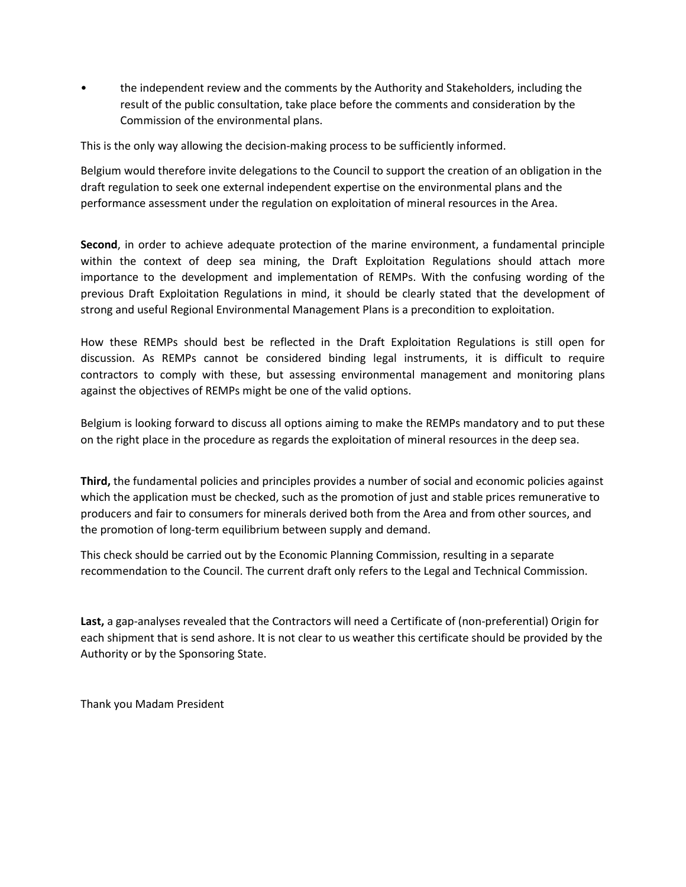- the independent review and the comments by the Authority and Stakeholders, including the result of the public consultation, take place before the comments and consideration by the Commission of the environmental plans.

This is the only way allowing the decision-making process to be sufficiently informed.

Belgium would therefore invite delegations to the Council to support the creation of an obligation in the draft regulation to seek one external independent expertise on the environmental plans and the performance assessment under the regulation on exploitation of mineral resources in the Area.

**Second**, in order to achieve adequate protection of the marine environment, a fundamental principle within the context of deep sea mining, the Draft Exploitation Regulations should attach more importance to the development and implementation of REMPs. With the confusing wording of the previous Draft Exploitation Regulations in mind, it should be clearly stated that the development of strong and useful Regional Environmental Management Plans is a precondition to exploitation.

How these REMPs should best be reflected in the Draft Exploitation Regulations is still open for discussion. As REMPs cannot be considered binding legal instruments, it is difficult to require contractors to comply with these, but assessing environmental management and monitoring plans against the objectives of REMPs might be one of the valid options.

Belgium is looking forward to discuss all options aiming to make the REMPs mandatory and to put these on the right place in the procedure as regards the exploitation of mineral resources in the deep sea.

**Third,** the fundamental policies and principles provides a number of social and economic policies against which the application must be checked, such as the promotion of just and stable prices remunerative to producers and fair to consumers for minerals derived both from the Area and from other sources, and the promotion of long-term equilibrium between supply and demand.

This check should be carried out by the Economic Planning Commission, resulting in a separate recommendation to the Council. The current draft only refers to the Legal and Technical Commission.

**Last,** a gap-analyses revealed that the Contractors will need a Certificate of (non-preferential) Origin for each shipment that is send ashore. It is not clear to us weather this certificate should be provided by the Authority or by the Sponsoring State.

Thank you Madam President